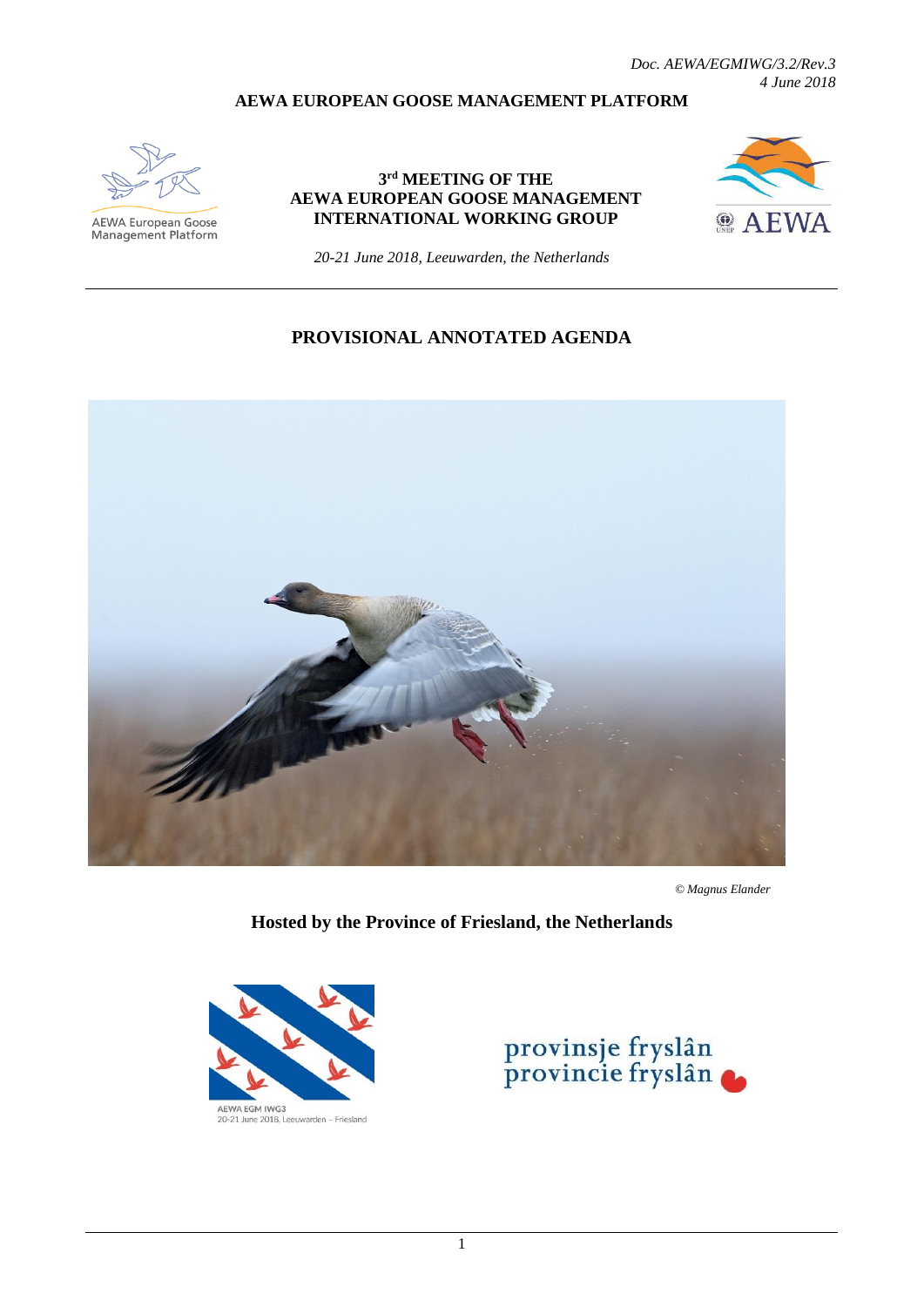*Doc. AEWA/EGMIWG/3.2/Rev.3*
*4 June 2018*

**AEWA EUROPEAN GOOSE MANAGEMENT PLATFORM**

AEWA European Goose Management Platform

# 3rd MEETING OF THE AEWA EUROPEAN GOOSE MANAGEMENT INTERNATIONAL WORKING GROUP

*20-21 June 2018, Leeuwarden, the Netherlands*

## PROVISIONAL ANNOTATED AGENDA

*© Magnus Elander*

**Hosted by the Province of Friesland, the Netherlands**

AEWA EGM IWG3
20-21 June 2018, Leeuwarden – Friesland

provinsje fryslân
provincie fryslân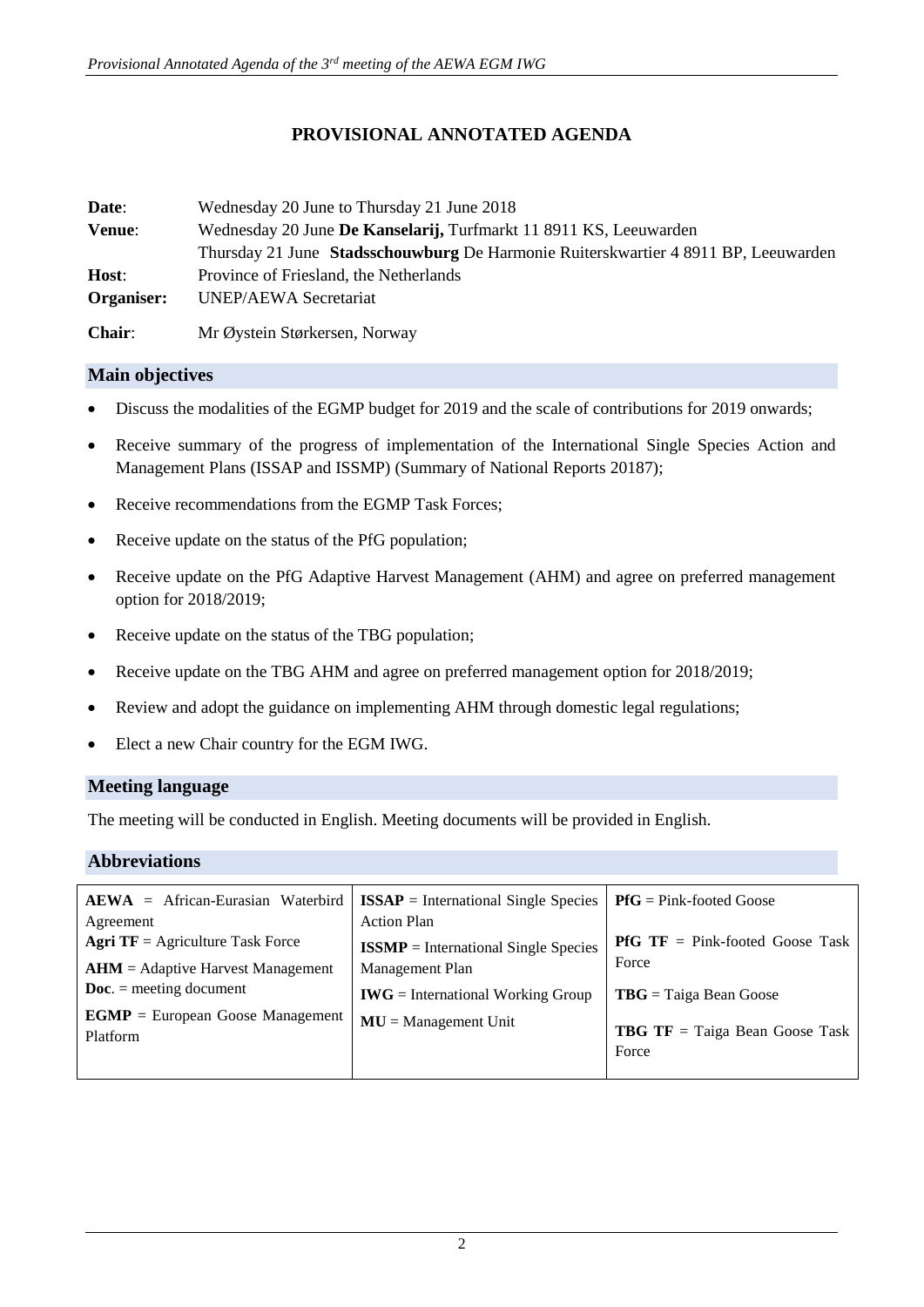# PROVISIONAL ANNOTATED AGENDA

**Date**: Wednesday 20 June to Thursday 21 June 2018

**Venue**: Wednesday 20 June **De Kanselarij,** Turfmarkt 11 8911 KS, Leeuwarden
Thursday 21 June **Stadsschouwburg** De Harmonie Ruiterskwartier 4 8911 BP, Leeuwarden

**Host**: Province of Friesland, the Netherlands

**Organiser:** UNEP/AEWA Secretariat

**Chair**: Mr Øystein Størkersen, Norway

## Main objectives

- Discuss the modalities of the EGMP budget for 2019 and the scale of contributions for 2019 onwards;
- Receive summary of the progress of implementation of the International Single Species Action and Management Plans (ISSAP and ISSMP) (Summary of National Reports 20187);
- Receive recommendations from the EGMP Task Forces;
- Receive update on the status of the PfG population;
- Receive update on the PfG Adaptive Harvest Management (AHM) and agree on preferred management option for 2018/2019;
- Receive update on the status of the TBG population;
- Receive update on the TBG AHM and agree on preferred management option for 2018/2019;
- Review and adopt the guidance on implementing AHM through domestic legal regulations;
- Elect a new Chair country for the EGM IWG.

## Meeting language

The meeting will be conducted in English. Meeting documents will be provided in English.

## Abbreviations

| | | |
|---|---|---|
| **AEWA** = African-Eurasian Waterbird Agreement | **ISSAP** = International Single Species Action Plan | **PfG** = Pink-footed Goose |
| **Agri TF** = Agriculture Task Force | **ISSMP** = International Single Species Management Plan | **PfG TF** = Pink-footed Goose Task Force |
| **AHM** = Adaptive Harvest Management | **IWG** = International Working Group | **TBG** = Taiga Bean Goose |
| **Doc**. = meeting document | **MU** = Management Unit | **TBG TF** = Taiga Bean Goose Task Force |
| **EGMP** = European Goose Management Platform | | |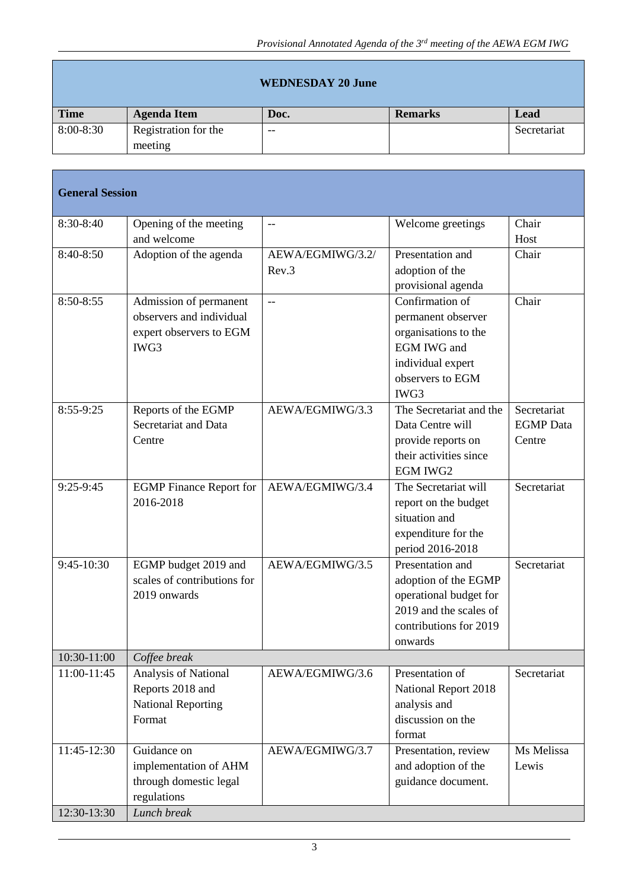| **WEDNESDAY 20 June** | | | | |
|---|---|---|---|---|
| **Time** | **Agenda Item** | **Doc.** | **Remarks** | **Lead** |
| 8:00-8:30 | Registration for the meeting | -- | | Secretariat |

| **General Session** | | | | |
|---|---|---|---|---|
| 8:30-8:40 | Opening of the meeting and welcome | -- | Welcome greetings | Chair Host |
| 8:40-8:50 | Adoption of the agenda | AEWA/EGMIWG/3.2/ Rev.3 | Presentation and adoption of the provisional agenda | Chair |
| 8:50-8:55 | Admission of permanent observers and individual expert observers to EGM IWG3 | -- | Confirmation of permanent observer organisations to the EGM IWG and individual expert observers to EGM IWG3 | Chair |
| 8:55-9:25 | Reports of the EGMP Secretariat and Data Centre | AEWA/EGMIWG/3.3 | The Secretariat and the Data Centre will provide reports on their activities since EGM IWG2 | Secretariat EGMP Data Centre |
| 9:25-9:45 | EGMP Finance Report for 2016-2018 | AEWA/EGMIWG/3.4 | The Secretariat will report on the budget situation and expenditure for the period 2016-2018 | Secretariat |
| 9:45-10:30 | EGMP budget 2019 and scales of contributions for 2019 onwards | AEWA/EGMIWG/3.5 | Presentation and adoption of the EGMP operational budget for 2019 and the scales of contributions for 2019 onwards | Secretariat |
| 10:30-11:00 | *Coffee break* | | | |
| 11:00-11:45 | Analysis of National Reports 2018 and National Reporting Format | AEWA/EGMIWG/3.6 | Presentation of National Report 2018 analysis and discussion on the format | Secretariat |
| 11:45-12:30 | Guidance on implementation of AHM through domestic legal regulations | AEWA/EGMIWG/3.7 | Presentation, review and adoption of the guidance document. | Ms Melissa Lewis |
| 12:30-13:30 | *Lunch break* | | | |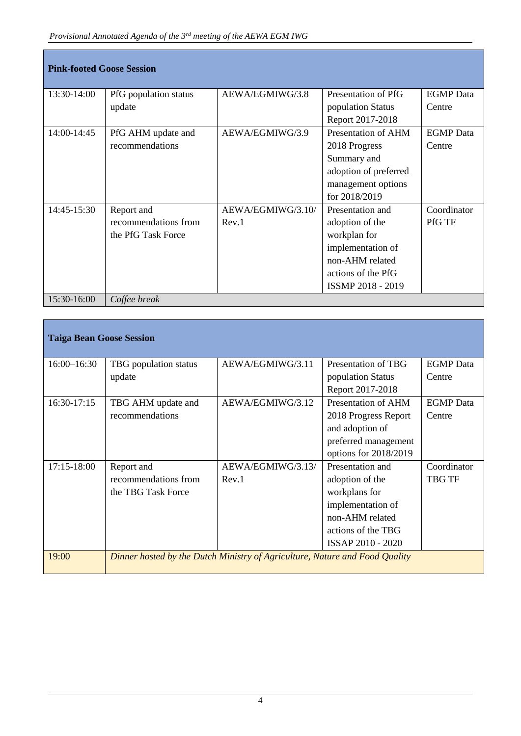| **Pink-footed Goose Session** | | | | |
|---|---|---|---|---|
| 13:30-14:00 | PfG population status update | AEWA/EGMIWG/3.8 | Presentation of PfG population Status Report 2017-2018 | EGMP Data Centre |
| 14:00-14:45 | PfG AHM update and recommendations | AEWA/EGMIWG/3.9 | Presentation of AHM 2018 Progress Summary and adoption of preferred management options for 2018/2019 | EGMP Data Centre |
| 14:45-15:30 | Report and recommendations from the PfG Task Force | AEWA/EGMIWG/3.10/ Rev.1 | Presentation and adoption of the workplan for implementation of non-AHM related actions of the PfG ISSMP 2018 - 2019 | Coordinator PfG TF |
| 15:30-16:00 | *Coffee break* | | | |

| **Taiga Bean Goose Session** | | | | |
|---|---|---|---|---|
| 16:00–16:30 | TBG population status update | AEWA/EGMIWG/3.11 | Presentation of TBG population Status Report 2017-2018 | EGMP Data Centre |
| 16:30-17:15 | TBG AHM update and recommendations | AEWA/EGMIWG/3.12 | Presentation of AHM 2018 Progress Report and adoption of preferred management options for 2018/2019 | EGMP Data Centre |
| 17:15-18:00 | Report and recommendations from the TBG Task Force | AEWA/EGMIWG/3.13/ Rev.1 | Presentation and adoption of the workplans for implementation of non-AHM related actions of the TBG ISSAP 2010 - 2020 | Coordinator TBG TF |
| 19:00 | *Dinner hosted by the Dutch Ministry of Agriculture, Nature and Food Quality* | | | |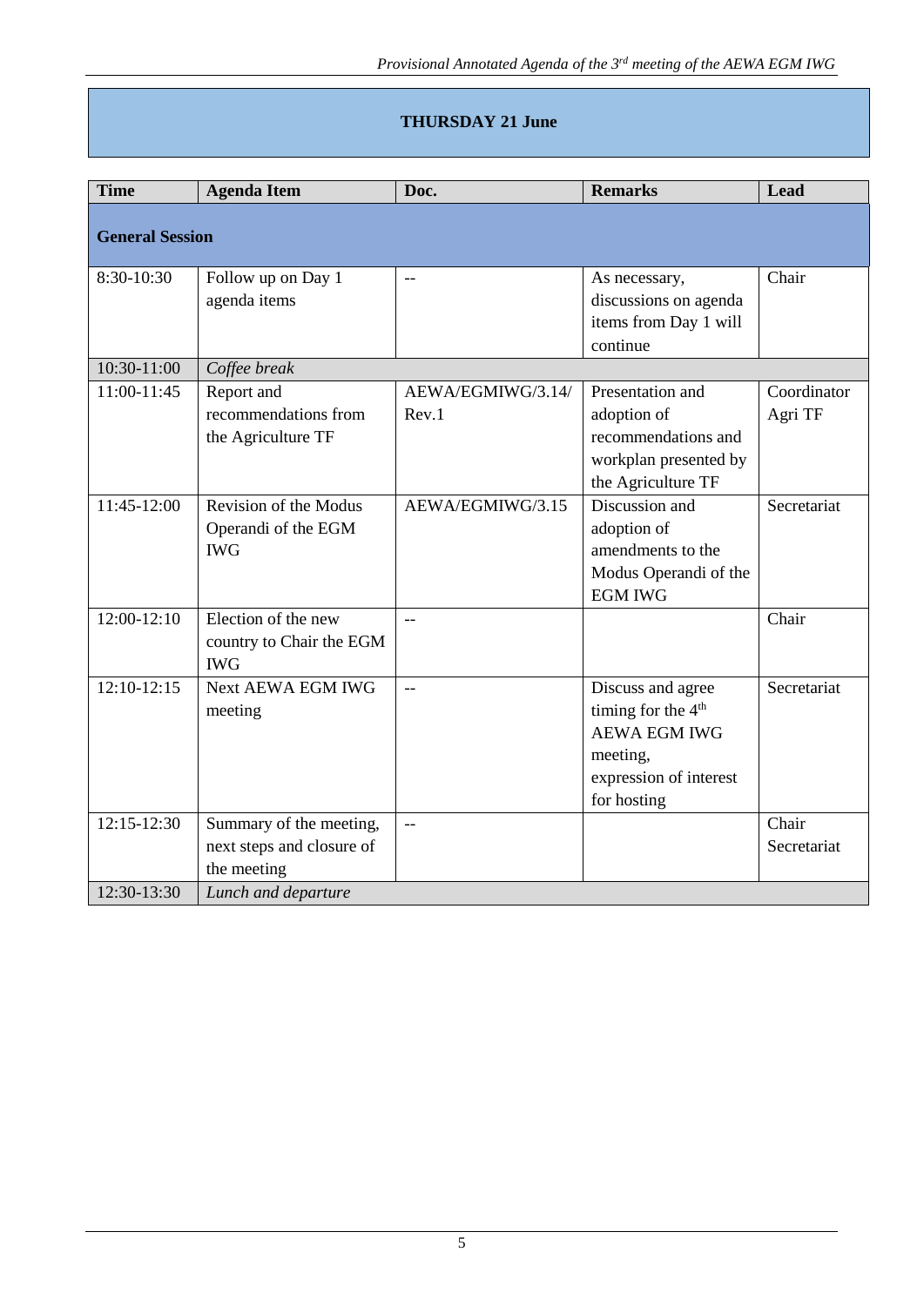## THURSDAY 21 June

| Time | Agenda Item | Doc. | Remarks | Lead |
|---|---|---|---|---|
| **General Session** | | | | |
| 8:30-10:30 | Follow up on Day 1 agenda items | -- | As necessary, discussions on agenda items from Day 1 will continue | Chair |
| 10:30-11:00 | *Coffee break* | | | |
| 11:00-11:45 | Report and recommendations from the Agriculture TF | AEWA/EGMIWG/3.14/ Rev.1 | Presentation and adoption of recommendations and workplan presented by the Agriculture TF | Coordinator Agri TF |
| 11:45-12:00 | Revision of the Modus Operandi of the EGM IWG | AEWA/EGMIWG/3.15 | Discussion and adoption of amendments to the Modus Operandi of the EGM IWG | Secretariat |
| 12:00-12:10 | Election of the new country to Chair the EGM IWG | -- | | Chair |
| 12:10-12:15 | Next AEWA EGM IWG meeting | -- | Discuss and agree timing for the 4th AEWA EGM IWG meeting, expression of interest for hosting | Secretariat |
| 12:15-12:30 | Summary of the meeting, next steps and closure of the meeting | -- | | Chair Secretariat |
| 12:30-13:30 | *Lunch and departure* | | | |